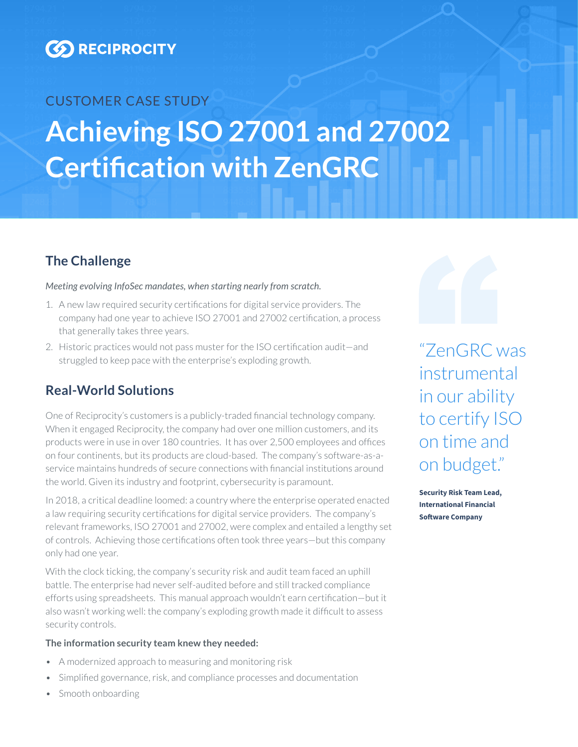RECIPROCITY

CUSTOMER CASE STUDY

# Achieving ISO 27001 and 27002 Certification with ZenGRC

## The Challenge

*Meeting evolving InfoSec mandates, when starting nearly from scratch.*

1. A new law required security certifications for digital service providers. The company had one year to achieve ISO 27001 and 27002 certification, a process that generally takes three years.
2. Historic practices would not pass muster for the ISO certification audit—and struggled to keep pace with the enterprise's exploding growth.

## Real-World Solutions

One of Reciprocity's customers is a publicly-traded financial technology company. When it engaged Reciprocity, the company had over one million customers, and its products were in use in over 180 countries. It has over 2,500 employees and offices on four continents, but its products are cloud-based. The company's software-as-a-service maintains hundreds of secure connections with financial institutions around the world. Given its industry and footprint, cybersecurity is paramount.

In 2018, a critical deadline loomed: a country where the enterprise operated enacted a law requiring security certifications for digital service providers. The company's relevant frameworks, ISO 27001 and 27002, were complex and entailed a lengthy set of controls. Achieving those certifications often took three years—but this company only had one year.

With the clock ticking, the company's security risk and audit team faced an uphill battle. The enterprise had never self-audited before and still tracked compliance efforts using spreadsheets. This manual approach wouldn't earn certification—but it also wasn't working well: the company's exploding growth made it difficult to assess security controls.

**The information security team knew they needed:**

- A modernized approach to measuring and monitoring risk
- Simplified governance, risk, and compliance processes and documentation
- Smooth onboarding

> "ZenGRC was instrumental in our ability to certify ISO on time and on budget."
>
> **Security Risk Team Lead, International Financial Software Company**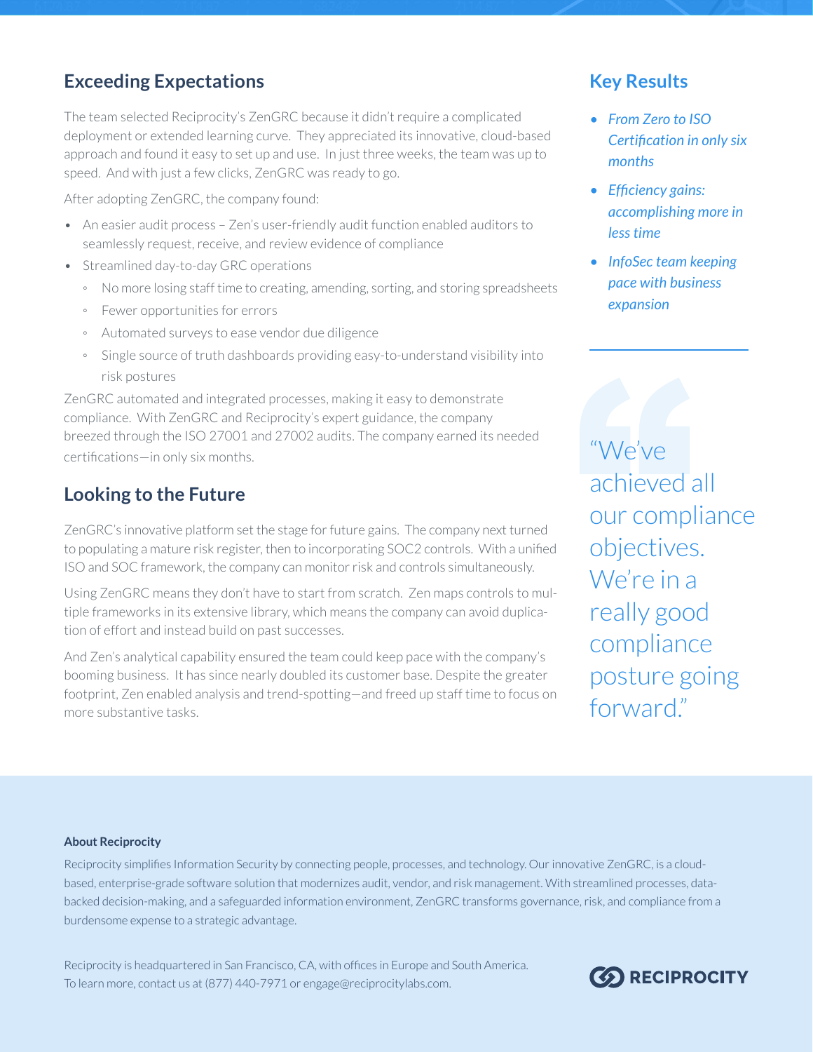## Exceeding Expectations

The team selected Reciprocity's ZenGRC because it didn't require a complicated deployment or extended learning curve. They appreciated its innovative, cloud-based approach and found it easy to set up and use. In just three weeks, the team was up to speed. And with just a few clicks, ZenGRC was ready to go.

After adopting ZenGRC, the company found:

- An easier audit process – Zen's user-friendly audit function enabled auditors to seamlessly request, receive, and review evidence of compliance
- Streamlined day-to-day GRC operations
  - No more losing staff time to creating, amending, sorting, and storing spreadsheets
  - Fewer opportunities for errors
  - Automated surveys to ease vendor due diligence
  - Single source of truth dashboards providing easy-to-understand visibility into risk postures

ZenGRC automated and integrated processes, making it easy to demonstrate compliance. With ZenGRC and Reciprocity's expert guidance, the company breezed through the ISO 27001 and 27002 audits. The company earned its needed certifications—in only six months.

## Looking to the Future

ZenGRC's innovative platform set the stage for future gains. The company next turned to populating a mature risk register, then to incorporating SOC2 controls. With a unified ISO and SOC framework, the company can monitor risk and controls simultaneously.

Using ZenGRC means they don't have to start from scratch. Zen maps controls to multiple frameworks in its extensive library, which means the company can avoid duplication of effort and instead build on past successes.

And Zen's analytical capability ensured the team could keep pace with the company's booming business. It has since nearly doubled its customer base. Despite the greater footprint, Zen enabled analysis and trend-spotting—and freed up staff time to focus on more substantive tasks.

## Key Results

- *From Zero to ISO Certification in only six months*
- *Efficiency gains: accomplishing more in less time*
- *InfoSec team keeping pace with business expansion*

> "We've achieved all our compliance objectives. We're in a really good compliance posture going forward."

**About Reciprocity**

Reciprocity simplifies Information Security by connecting people, processes, and technology. Our innovative ZenGRC, is a cloud-based, enterprise-grade software solution that modernizes audit, vendor, and risk management. With streamlined processes, data-backed decision-making, and a safeguarded information environment, ZenGRC transforms governance, risk, and compliance from a burdensome expense to a strategic advantage.

Reciprocity is headquartered in San Francisco, CA, with offices in Europe and South America.
To learn more, contact us at (877) 440-7971 or engage@reciprocitylabs.com.

RECIPROCITY